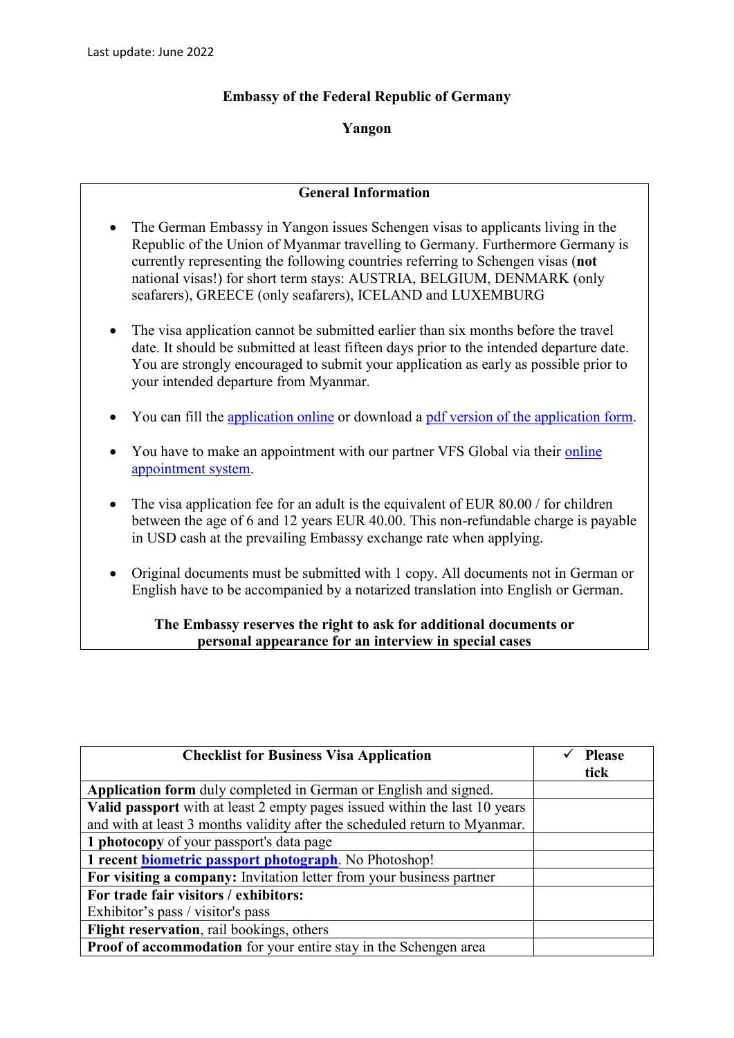Last update: June 2022

**Embassy of the Federal Republic of Germany**

**Yangon**

## General Information

- The German Embassy in Yangon issues Schengen visas to applicants living in the Republic of the Union of Myanmar travelling to Germany. Furthermore Germany is currently representing the following countries referring to Schengen visas (**not** national visas!) for short term stays: AUSTRIA, BELGIUM, DENMARK (only seafarers), GREECE (only seafarers), ICELAND and LUXEMBURG

- The visa application cannot be submitted earlier than six months before the travel date. It should be submitted at least fifteen days prior to the intended departure date. You are strongly encouraged to submit your application as early as possible prior to your intended departure from Myanmar.

- You can fill the application online or download a pdf version of the application form.

- You have to make an appointment with our partner VFS Global via their online appointment system.

- The visa application fee for an adult is the equivalent of EUR 80.00 / for children between the age of 6 and 12 years EUR 40.00. This non-refundable charge is payable in USD cash at the prevailing Embassy exchange rate when applying.

- Original documents must be submitted with 1 copy. All documents not in German or English have to be accompanied by a notarized translation into English or German.

**The Embassy reserves the right to ask for additional documents or personal appearance for an interview in special cases**

| **Checklist for Business Visa Application** | ✓ **Please tick** |
|---|---|
| **Application form** duly completed in German or English and signed. | |
| **Valid passport** with at least 2 empty pages issued within the last 10 years and with at least 3 months validity after the scheduled return to Myanmar. | |
| **1 photocopy** of your passport's data page | |
| **1 recent biometric passport photograph**. No Photoshop! | |
| **For visiting a company:** Invitation letter from your business partner | |
| **For trade fair visitors / exhibitors:** Exhibitor's pass / visitor's pass | |
| **Flight reservation**, rail bookings, others | |
| **Proof of accommodation** for your entire stay in the Schengen area | |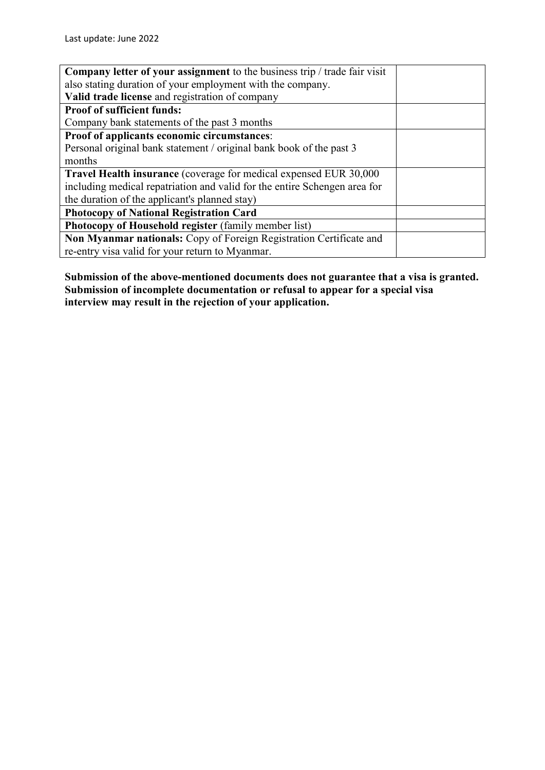Last update: June 2022

| | |
|---|---|
| **Company letter of your assignment** to the business trip / trade fair visit also stating duration of your employment with the company.<br>**Valid trade license** and registration of company | |
| **Proof of sufficient funds:**<br>Company bank statements of the past 3 months | |
| **Proof of applicants economic circumstances**:<br>Personal original bank statement / original bank book of the past 3 months | |
| **Travel Health insurance** (coverage for medical expensed EUR 30,000 including medical repatriation and valid for the entire Schengen area for the duration of the applicant's planned stay) | |
| **Photocopy of National Registration Card** | |
| **Photocopy of Household register** (family member list) | |
| **Non Myanmar nationals:** Copy of Foreign Registration Certificate and re-entry visa valid for your return to Myanmar. | |

**Submission of the above-mentioned documents does not guarantee that a visa is granted. Submission of incomplete documentation or refusal to appear for a special visa interview may result in the rejection of your application.**